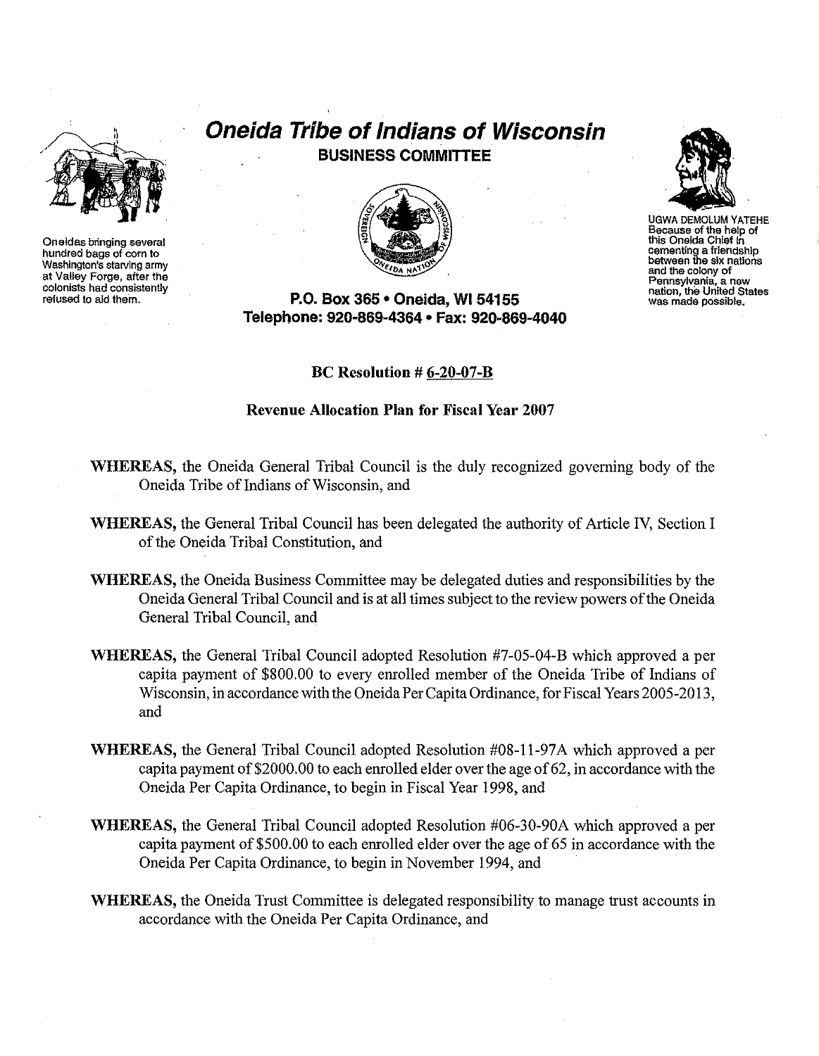Oneidas bringing several hundred bags of corn to Washington's starving army at Valley Forge, after the colonists had consistently refused to aid them.

# Oneida Tribe of Indians of Wisconsin

## BUSINESS COMMITTEE

UGWA DEMOLUM YATEHE
Because of the help of this Oneida Chief in cementing a friendship between the six nations and the colony of Pennsylvania, a new nation, the United States was made possible.

**P.O. Box 365 • Oneida, WI 54155**
**Telephone: 920-869-4364 • Fax: 920-869-4040**

**BC Resolution # 6-20-07-B**

**Revenue Allocation Plan for Fiscal Year 2007**

**WHEREAS,** the Oneida General Tribal Council is the duly recognized governing body of the Oneida Tribe of Indians of Wisconsin, and

**WHEREAS,** the General Tribal Council has been delegated the authority of Article IV, Section I of the Oneida Tribal Constitution, and

**WHEREAS,** the Oneida Business Committee may be delegated duties and responsibilities by the Oneida General Tribal Council and is at all times subject to the review powers of the Oneida General Tribal Council, and

**WHEREAS,** the General Tribal Council adopted Resolution #7-05-04-B which approved a per capita payment of $800.00 to every enrolled member of the Oneida Tribe of Indians of Wisconsin, in accordance with the Oneida Per Capita Ordinance, for Fiscal Years 2005-2013, and

**WHEREAS,** the General Tribal Council adopted Resolution #08-11-97A which approved a per capita payment of $2000.00 to each enrolled elder over the age of 62, in accordance with the Oneida Per Capita Ordinance, to begin in Fiscal Year 1998, and

**WHEREAS,** the General Tribal Council adopted Resolution #06-30-90A which approved a per capita payment of $500.00 to each enrolled elder over the age of 65 in accordance with the Oneida Per Capita Ordinance, to begin in November 1994, and

**WHEREAS,** the Oneida Trust Committee is delegated responsibility to manage trust accounts in accordance with the Oneida Per Capita Ordinance, and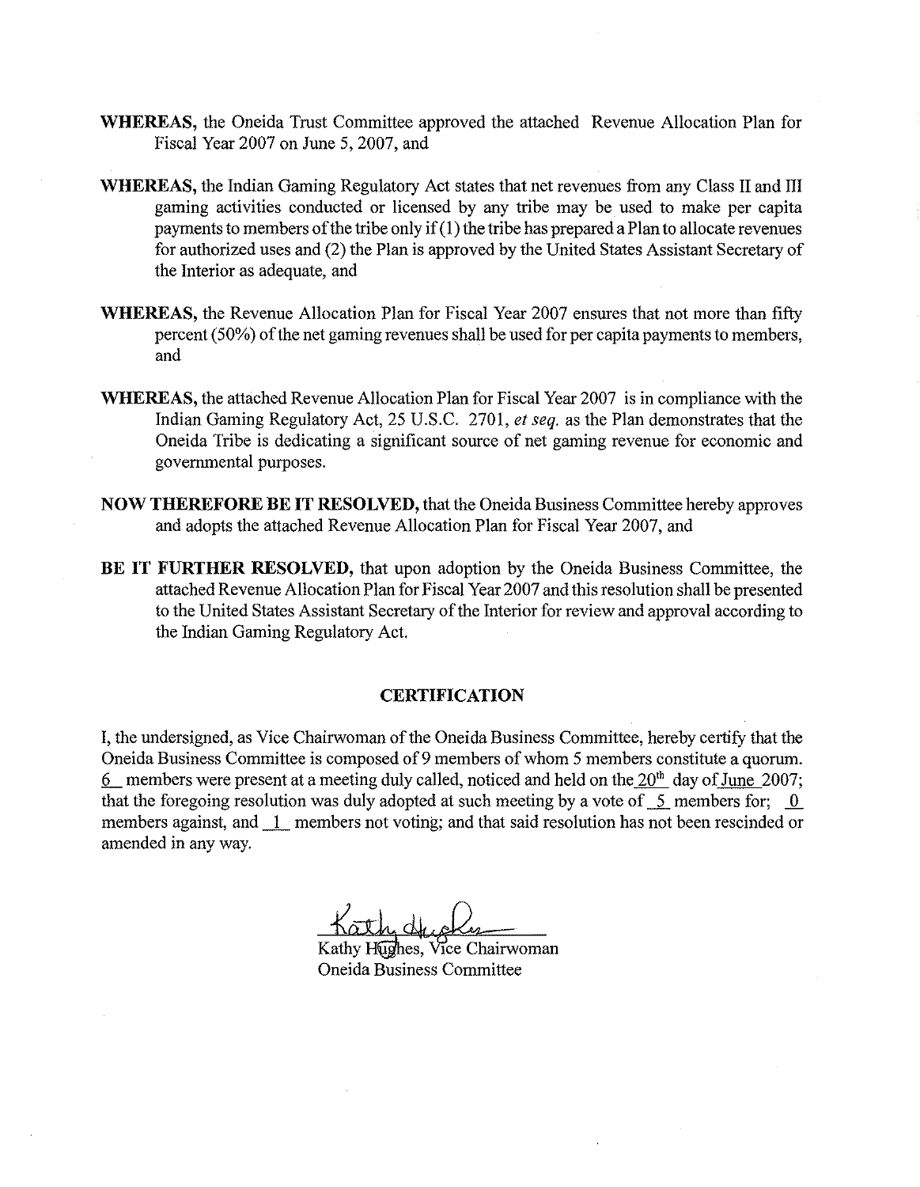**WHEREAS,** the Oneida Trust Committee approved the attached Revenue Allocation Plan for Fiscal Year 2007 on June 5, 2007, and

**WHEREAS,** the Indian Gaming Regulatory Act states that net revenues from any Class II and III gaming activities conducted or licensed by any tribe may be used to make per capita payments to members of the tribe only if (1) the tribe has prepared a Plan to allocate revenues for authorized uses and (2) the Plan is approved by the United States Assistant Secretary of the Interior as adequate, and

**WHEREAS,** the Revenue Allocation Plan for Fiscal Year 2007 ensures that not more than fifty percent (50%) of the net gaming revenues shall be used for per capita payments to members, and

**WHEREAS,** the attached Revenue Allocation Plan for Fiscal Year 2007 is in compliance with the Indian Gaming Regulatory Act, 25 U.S.C. 2701, *et seq.* as the Plan demonstrates that the Oneida Tribe is dedicating a significant source of net gaming revenue for economic and governmental purposes.

**NOW THEREFORE BE IT RESOLVED,** that the Oneida Business Committee hereby approves and adopts the attached Revenue Allocation Plan for Fiscal Year 2007, and

**BE IT FURTHER RESOLVED,** that upon adoption by the Oneida Business Committee, the attached Revenue Allocation Plan for Fiscal Year 2007 and this resolution shall be presented to the United States Assistant Secretary of the Interior for review and approval according to the Indian Gaming Regulatory Act.

## CERTIFICATION

I, the undersigned, as Vice Chairwoman of the Oneida Business Committee, hereby certify that the Oneida Business Committee is composed of 9 members of whom 5 members constitute a quorum. 6 members were present at a meeting duly called, noticed and held on the 20th day of June 2007; that the foregoing resolution was duly adopted at such meeting by a vote of 5 members for; 0 members against, and 1 members not voting; and that said resolution has not been rescinded or amended in any way.

Kathy Hughes, Vice Chairwoman
Oneida Business Committee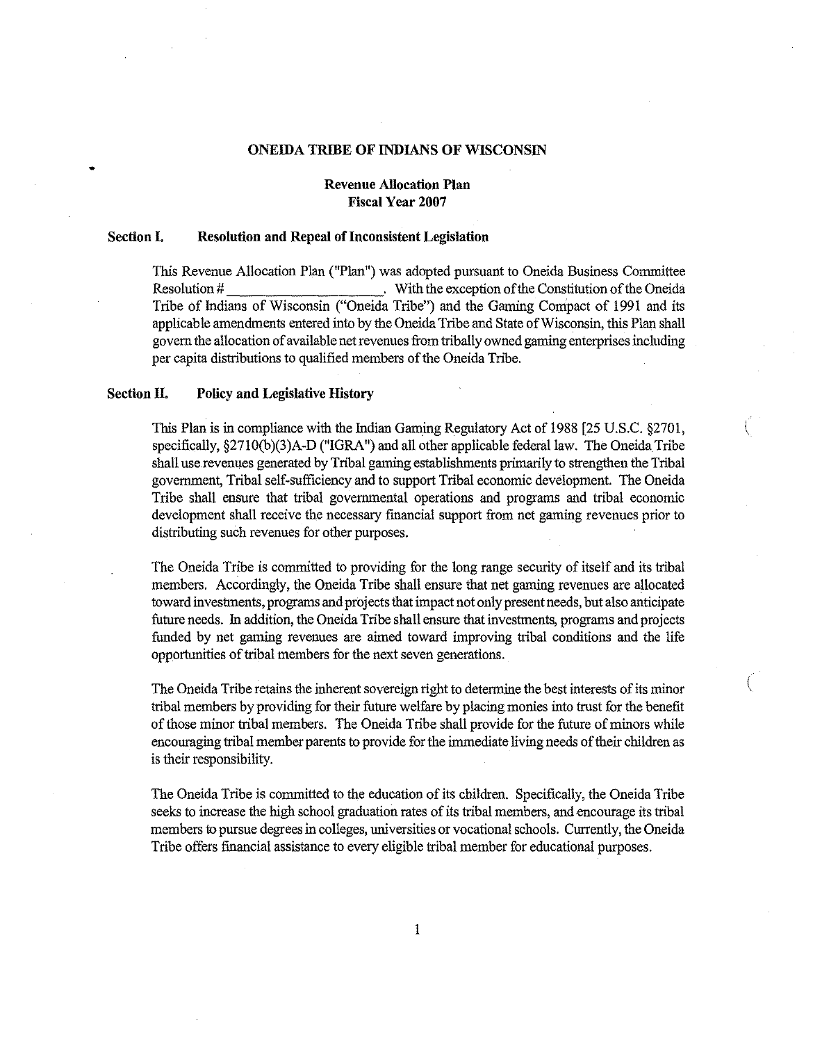## ONEIDA TRIBE OF INDIANS OF WISCONSIN

### Revenue Allocation Plan
### Fiscal Year 2007

**Section I. Resolution and Repeal of Inconsistent Legislation**

This Revenue Allocation Plan ("Plan") was adopted pursuant to Oneida Business Committee Resolution # \_\_\_\_\_\_\_\_\_\_\_\_\_\_\_\_\_\_\_\_. With the exception of the Constitution of the Oneida Tribe of Indians of Wisconsin ("Oneida Tribe") and the Gaming Compact of 1991 and its applicable amendments entered into by the Oneida Tribe and State of Wisconsin, this Plan shall govern the allocation of available net revenues from tribally owned gaming enterprises including per capita distributions to qualified members of the Oneida Tribe.

**Section II. Policy and Legislative History**

This Plan is in compliance with the Indian Gaming Regulatory Act of 1988 [25 U.S.C. §2701, specifically, §2710(b)(3)A-D ("IGRA") and all other applicable federal law. The Oneida Tribe shall use revenues generated by Tribal gaming establishments primarily to strengthen the Tribal government, Tribal self-sufficiency and to support Tribal economic development. The Oneida Tribe shall ensure that tribal governmental operations and programs and tribal economic development shall receive the necessary financial support from net gaming revenues prior to distributing such revenues for other purposes.

The Oneida Tribe is committed to providing for the long range security of itself and its tribal members. Accordingly, the Oneida Tribe shall ensure that net gaming revenues are allocated toward investments, programs and projects that impact not only present needs, but also anticipate future needs. In addition, the Oneida Tribe shall ensure that investments, programs and projects funded by net gaming revenues are aimed toward improving tribal conditions and the life opportunities of tribal members for the next seven generations.

The Oneida Tribe retains the inherent sovereign right to determine the best interests of its minor tribal members by providing for their future welfare by placing monies into trust for the benefit of those minor tribal members. The Oneida Tribe shall provide for the future of minors while encouraging tribal member parents to provide for the immediate living needs of their children as is their responsibility.

The Oneida Tribe is committed to the education of its children. Specifically, the Oneida Tribe seeks to increase the high school graduation rates of its tribal members, and encourage its tribal members to pursue degrees in colleges, universities or vocational schools. Currently, the Oneida Tribe offers financial assistance to every eligible tribal member for educational purposes.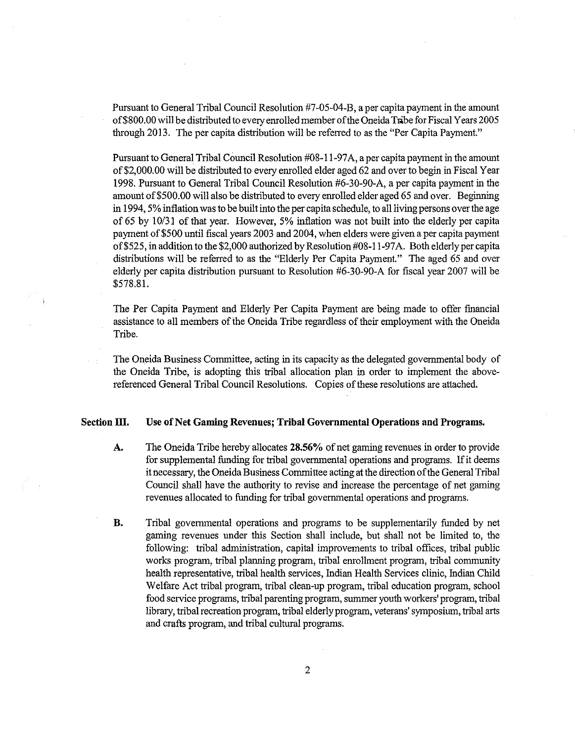Pursuant to General Tribal Council Resolution #7-05-04-B, a per capita payment in the amount of $800.00 will be distributed to every enrolled member of the Oneida Tribe for Fiscal Years 2005 through 2013. The per capita distribution will be referred to as the "Per Capita Payment."

Pursuant to General Tribal Council Resolution #08-11-97A, a per capita payment in the amount of $2,000.00 will be distributed to every enrolled elder aged 62 and over to begin in Fiscal Year 1998. Pursuant to General Tribal Council Resolution #6-30-90-A, a per capita payment in the amount of $500.00 will also be distributed to every enrolled elder aged 65 and over. Beginning in 1994, 5% inflation was to be built into the per capita schedule, to all living persons over the age of 65 by 10/31 of that year. However, 5% inflation was not built into the elderly per capita payment of $500 until fiscal years 2003 and 2004, when elders were given a per capita payment of $525, in addition to the $2,000 authorized by Resolution #08-11-97A. Both elderly per capita distributions will be referred to as the "Elderly Per Capita Payment." The aged 65 and over elderly per capita distribution pursuant to Resolution #6-30-90-A for fiscal year 2007 will be $578.81.

The Per Capita Payment and Elderly Per Capita Payment are being made to offer financial assistance to all members of the Oneida Tribe regardless of their employment with the Oneida Tribe.

The Oneida Business Committee, acting in its capacity as the delegated governmental body of the Oneida Tribe, is adopting this tribal allocation plan in order to implement the above-referenced General Tribal Council Resolutions. Copies of these resolutions are attached.

## Section III. Use of Net Gaming Revenues; Tribal Governmental Operations and Programs.

**A.** The Oneida Tribe hereby allocates **28.56%** of net gaming revenues in order to provide for supplemental funding for tribal governmental operations and programs. If it deems it necessary, the Oneida Business Committee acting at the direction of the General Tribal Council shall have the authority to revise and increase the percentage of net gaming revenues allocated to funding for tribal governmental operations and programs.

**B.** Tribal governmental operations and programs to be supplementarily funded by net gaming revenues under this Section shall include, but shall not be limited to, the following: tribal administration, capital improvements to tribal offices, tribal public works program, tribal planning program, tribal enrollment program, tribal community health representative, tribal health services, Indian Health Services clinic, Indian Child Welfare Act tribal program, tribal clean-up program, tribal education program, school food service programs, tribal parenting program, summer youth workers' program, tribal library, tribal recreation program, tribal elderly program, veterans' symposium, tribal arts and crafts program, and tribal cultural programs.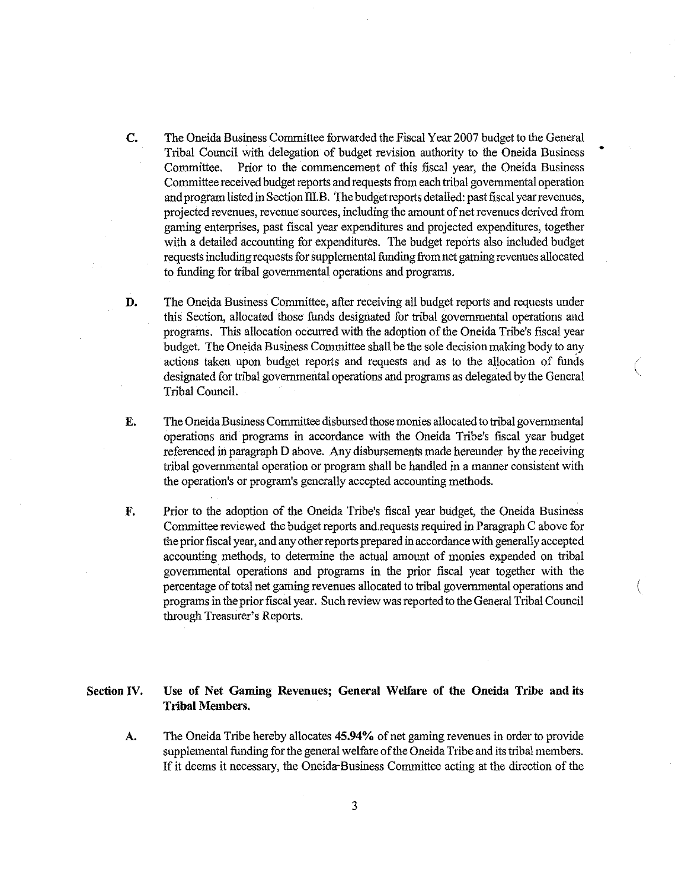C. The Oneida Business Committee forwarded the Fiscal Year 2007 budget to the General Tribal Council with delegation of budget revision authority to the Oneida Business Committee. Prior to the commencement of this fiscal year, the Oneida Business Committee received budget reports and requests from each tribal governmental operation and program listed in Section III.B. The budget reports detailed: past fiscal year revenues, projected revenues, revenue sources, including the amount of net revenues derived from gaming enterprises, past fiscal year expenditures and projected expenditures, together with a detailed accounting for expenditures. The budget reports also included budget requests including requests for supplemental funding from net gaming revenues allocated to funding for tribal governmental operations and programs.

D. The Oneida Business Committee, after receiving all budget reports and requests under this Section, allocated those funds designated for tribal governmental operations and programs. This allocation occurred with the adoption of the Oneida Tribe's fiscal year budget. The Oneida Business Committee shall be the sole decision making body to any actions taken upon budget reports and requests and as to the allocation of funds designated for tribal governmental operations and programs as delegated by the General Tribal Council.

E. The Oneida Business Committee disbursed those monies allocated to tribal governmental operations and programs in accordance with the Oneida Tribe's fiscal year budget referenced in paragraph D above. Any disbursements made hereunder by the receiving tribal governmental operation or program shall be handled in a manner consistent with the operation's or program's generally accepted accounting methods.

F. Prior to the adoption of the Oneida Tribe's fiscal year budget, the Oneida Business Committee reviewed the budget reports and requests required in Paragraph C above for the prior fiscal year, and any other reports prepared in accordance with generally accepted accounting methods, to determine the actual amount of monies expended on tribal governmental operations and programs in the prior fiscal year together with the percentage of total net gaming revenues allocated to tribal governmental operations and programs in the prior fiscal year. Such review was reported to the General Tribal Council through Treasurer's Reports.

## Section IV. Use of Net Gaming Revenues; General Welfare of the Oneida Tribe and its Tribal Members.

A. The Oneida Tribe hereby allocates **45.94%** of net gaming revenues in order to provide supplemental funding for the general welfare of the Oneida Tribe and its tribal members. If it deems it necessary, the Oneida Business Committee acting at the direction of the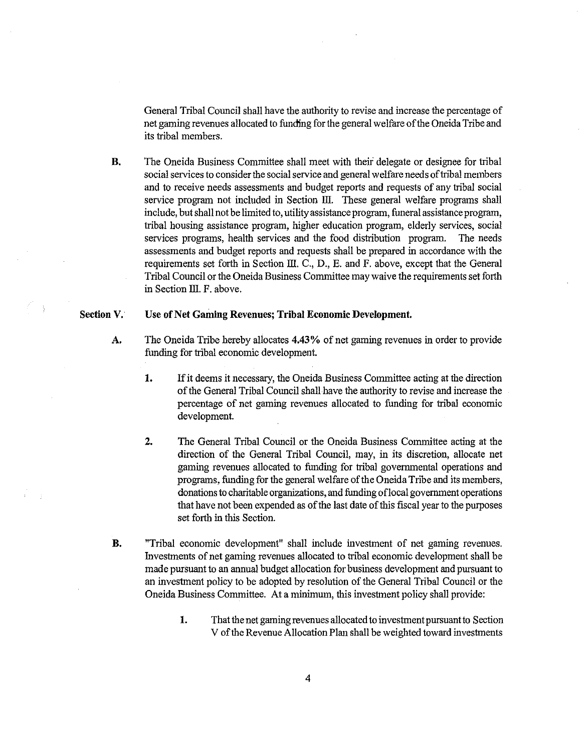General Tribal Council shall have the authority to revise and increase the percentage of net gaming revenues allocated to funding for the general welfare of the Oneida Tribe and its tribal members.

**B.** The Oneida Business Committee shall meet with their delegate or designee for tribal social services to consider the social service and general welfare needs of tribal members and to receive needs assessments and budget reports and requests of any tribal social service program not included in Section III. These general welfare programs shall include, but shall not be limited to, utility assistance program, funeral assistance program, tribal housing assistance program, higher education program, elderly services, social services programs, health services and the food distribution program. The needs assessments and budget reports and requests shall be prepared in accordance with the requirements set forth in Section III. C., D., E. and F. above, except that the General Tribal Council or the Oneida Business Committee may waive the requirements set forth in Section III. F. above.

**Section V. Use of Net Gaming Revenues; Tribal Economic Development.**

**A.** The Oneida Tribe hereby allocates **4.43%** of net gaming revenues in order to provide funding for tribal economic development.

**1.** If it deems it necessary, the Oneida Business Committee acting at the direction of the General Tribal Council shall have the authority to revise and increase the percentage of net gaming revenues allocated to funding for tribal economic development.

**2.** The General Tribal Council or the Oneida Business Committee acting at the direction of the General Tribal Council, may, in its discretion, allocate net gaming revenues allocated to funding for tribal governmental operations and programs, funding for the general welfare of the Oneida Tribe and its members, donations to charitable organizations, and funding of local government operations that have not been expended as of the last date of this fiscal year to the purposes set forth in this Section.

**B.** "Tribal economic development" shall include investment of net gaming revenues. Investments of net gaming revenues allocated to tribal economic development shall be made pursuant to an annual budget allocation for business development and pursuant to an investment policy to be adopted by resolution of the General Tribal Council or the Oneida Business Committee. At a minimum, this investment policy shall provide:

**1.** That the net gaming revenues allocated to investment pursuant to Section V of the Revenue Allocation Plan shall be weighted toward investments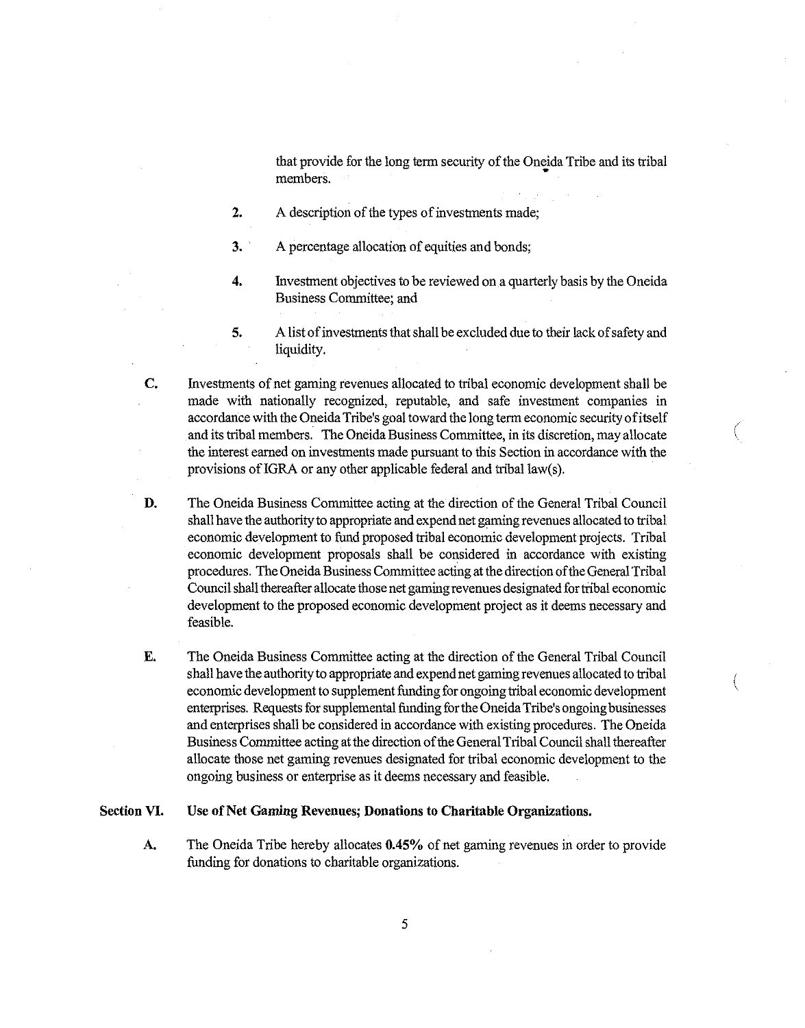that provide for the long term security of the Oneida Tribe and its tribal members.

2. A description of the types of investments made;

3. A percentage allocation of equities and bonds;

4. Investment objectives to be reviewed on a quarterly basis by the Oneida Business Committee; and

5. A list of investments that shall be excluded due to their lack of safety and liquidity.

**C.** Investments of net gaming revenues allocated to tribal economic development shall be made with nationally recognized, reputable, and safe investment companies in accordance with the Oneida Tribe's goal toward the long term economic security of itself and its tribal members. The Oneida Business Committee, in its discretion, may allocate the interest earned on investments made pursuant to this Section in accordance with the provisions of IGRA or any other applicable federal and tribal law(s).

**D.** The Oneida Business Committee acting at the direction of the General Tribal Council shall have the authority to appropriate and expend net gaming revenues allocated to tribal economic development to fund proposed tribal economic development projects. Tribal economic development proposals shall be considered in accordance with existing procedures. The Oneida Business Committee acting at the direction of the General Tribal Council shall thereafter allocate those net gaming revenues designated for tribal economic development to the proposed economic development project as it deems necessary and feasible.

**E.** The Oneida Business Committee acting at the direction of the General Tribal Council shall have the authority to appropriate and expend net gaming revenues allocated to tribal economic development to supplement funding for ongoing tribal economic development enterprises. Requests for supplemental funding for the Oneida Tribe's ongoing businesses and enterprises shall be considered in accordance with existing procedures. The Oneida Business Committee acting at the direction of the General Tribal Council shall thereafter allocate those net gaming revenues designated for tribal economic development to the ongoing business or enterprise as it deems necessary and feasible.

## Section VI. Use of Net *Gaming* Revenues; Donations to Charitable Organizations.

**A.** The Oneida Tribe hereby allocates **0.45%** of net gaming revenues in order to provide funding for donations to charitable organizations.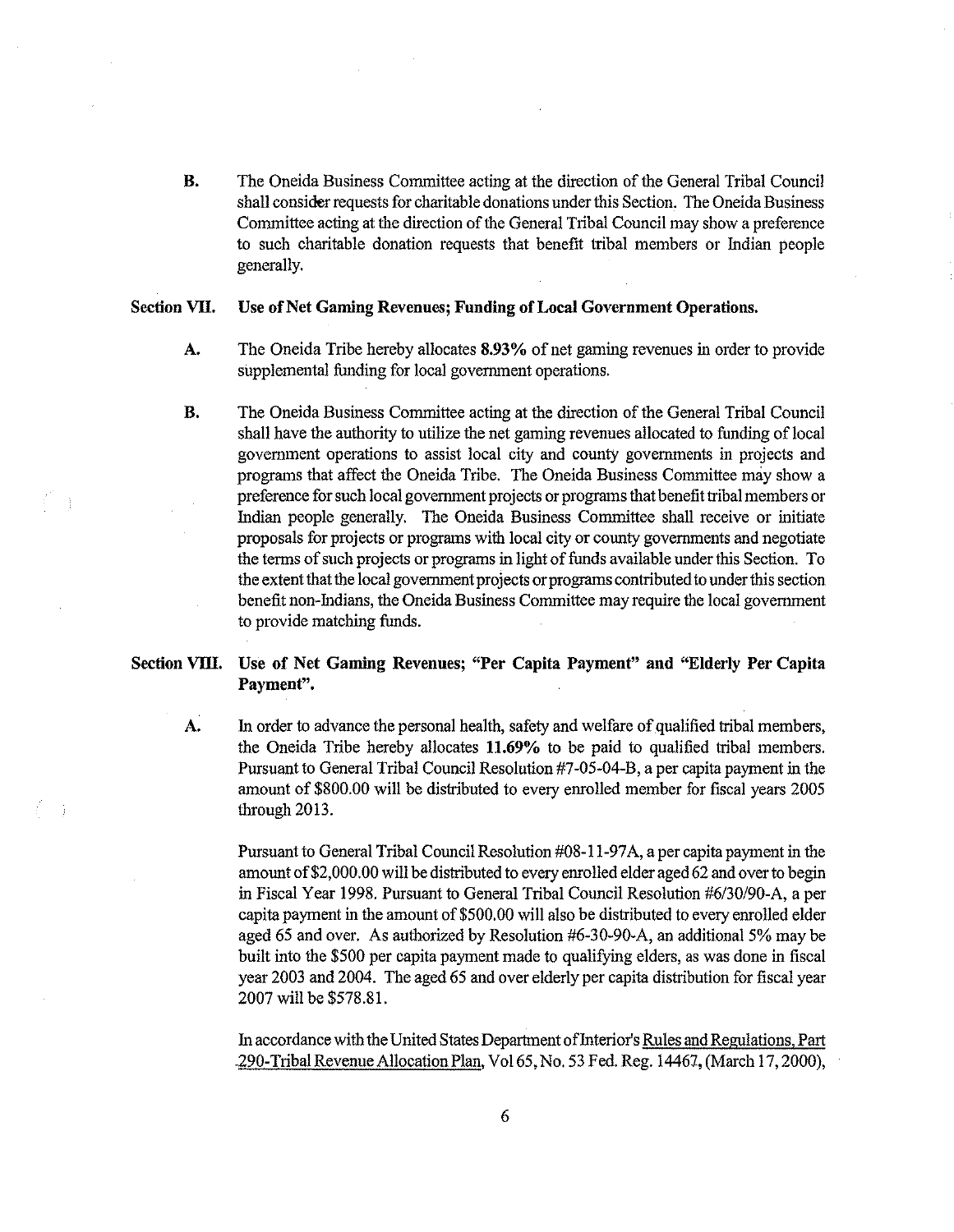**B.** The Oneida Business Committee acting at the direction of the General Tribal Council shall consider requests for charitable donations under this Section. The Oneida Business Committee acting at the direction of the General Tribal Council may show a preference to such charitable donation requests that benefit tribal members or Indian people generally.

## Section VII. Use of Net Gaming Revenues; Funding of Local Government Operations.

**A.** The Oneida Tribe hereby allocates **8.93%** of net gaming revenues in order to provide supplemental funding for local government operations.

**B.** The Oneida Business Committee acting at the direction of the General Tribal Council shall have the authority to utilize the net gaming revenues allocated to funding of local government operations to assist local city and county governments in projects and programs that affect the Oneida Tribe. The Oneida Business Committee may show a preference for such local government projects or programs that benefit tribal members or Indian people generally. The Oneida Business Committee shall receive or initiate proposals for projects or programs with local city or county governments and negotiate the terms of such projects or programs in light of funds available under this Section. To the extent that the local government projects or programs contributed to under this section benefit non-Indians, the Oneida Business Committee may require the local government to provide matching funds.

## Section VIII. Use of Net Gaming Revenues; "Per Capita Payment" and "Elderly Per Capita Payment".

**A.** In order to advance the personal health, safety and welfare of qualified tribal members, the Oneida Tribe hereby allocates **11.69%** to be paid to qualified tribal members. Pursuant to General Tribal Council Resolution #7-05-04-B, a per capita payment in the amount of $800.00 will be distributed to every enrolled member for fiscal years 2005 through 2013.

Pursuant to General Tribal Council Resolution #08-11-97A, a per capita payment in the amount of $2,000.00 will be distributed to every enrolled elder aged 62 and over to begin in Fiscal Year 1998. Pursuant to General Tribal Council Resolution #6/30/90-A, a per capita payment in the amount of $500.00 will also be distributed to every enrolled elder aged 65 and over. As authorized by Resolution #6-30-90-A, an additional 5% may be built into the $500 per capita payment made to qualifying elders, as was done in fiscal year 2003 and 2004. The aged 65 and over elderly per capita distribution for fiscal year 2007 will be $578.81.

In accordance with the United States Department of Interior's Rules and Regulations, Part 290-Tribal Revenue Allocation Plan, Vol 65, No. 53 Fed. Reg. 14467, (March 17, 2000),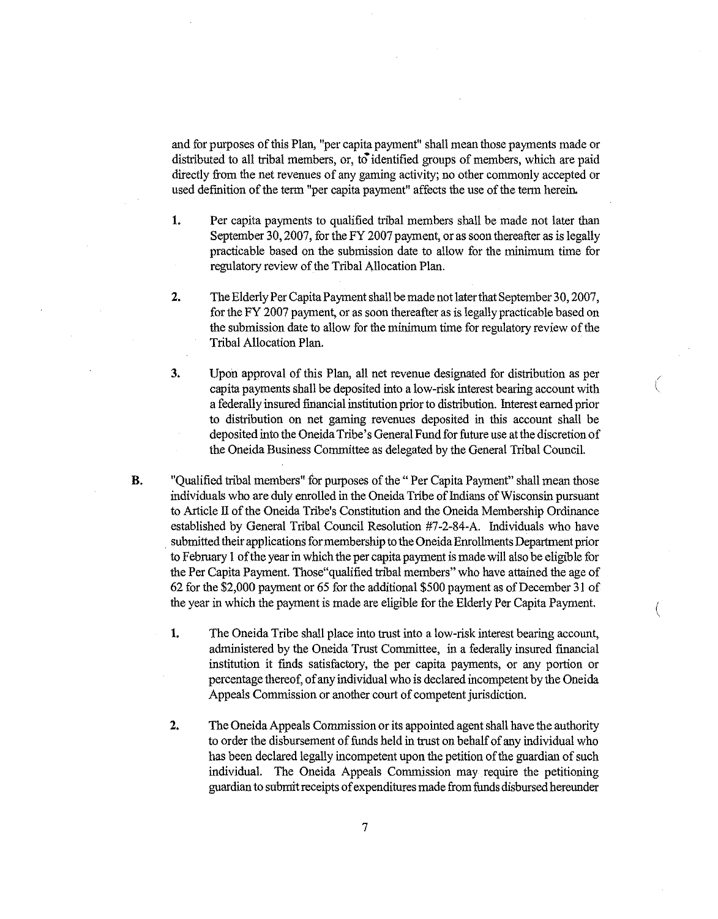and for purposes of this Plan, "per capita payment" shall mean those payments made or distributed to all tribal members, or, to identified groups of members, which are paid directly from the net revenues of any gaming activity; no other commonly accepted or used definition of the term "per capita payment" affects the use of the term herein.

1. Per capita payments to qualified tribal members shall be made not later than September 30, 2007, for the FY 2007 payment, or as soon thereafter as is legally practicable based on the submission date to allow for the minimum time for regulatory review of the Tribal Allocation Plan.

2. The Elderly Per Capita Payment shall be made not later that September 30, 2007, for the FY 2007 payment, or as soon thereafter as is legally practicable based on the submission date to allow for the minimum time for regulatory review of the Tribal Allocation Plan.

3. Upon approval of this Plan, all net revenue designated for distribution as per capita payments shall be deposited into a low-risk interest bearing account with a federally insured financial institution prior to distribution. Interest earned prior to distribution on net gaming revenues deposited in this account shall be deposited into the Oneida Tribe's General Fund for future use at the discretion of the Oneida Business Committee as delegated by the General Tribal Council.

**B.** "Qualified tribal members" for purposes of the " Per Capita Payment" shall mean those individuals who are duly enrolled in the Oneida Tribe of Indians of Wisconsin pursuant to Article II of the Oneida Tribe's Constitution and the Oneida Membership Ordinance established by General Tribal Council Resolution #7-2-84-A. Individuals who have submitted their applications for membership to the Oneida Enrollments Department prior to February 1 of the year in which the per capita payment is made will also be eligible for the Per Capita Payment. Those"qualified tribal members" who have attained the age of 62 for the $2,000 payment or 65 for the additional $500 payment as of December 31 of the year in which the payment is made are eligible for the Elderly Per Capita Payment.

1. The Oneida Tribe shall place into trust into a low-risk interest bearing account, administered by the Oneida Trust Committee, in a federally insured financial institution it finds satisfactory, the per capita payments, or any portion or percentage thereof, of any individual who is declared incompetent by the Oneida Appeals Commission or another court of competent jurisdiction.

2. The Oneida Appeals Commission or its appointed agent shall have the authority to order the disbursement of funds held in trust on behalf of any individual who has been declared legally incompetent upon the petition of the guardian of such individual. The Oneida Appeals Commission may require the petitioning guardian to submit receipts of expenditures made from funds disbursed hereunder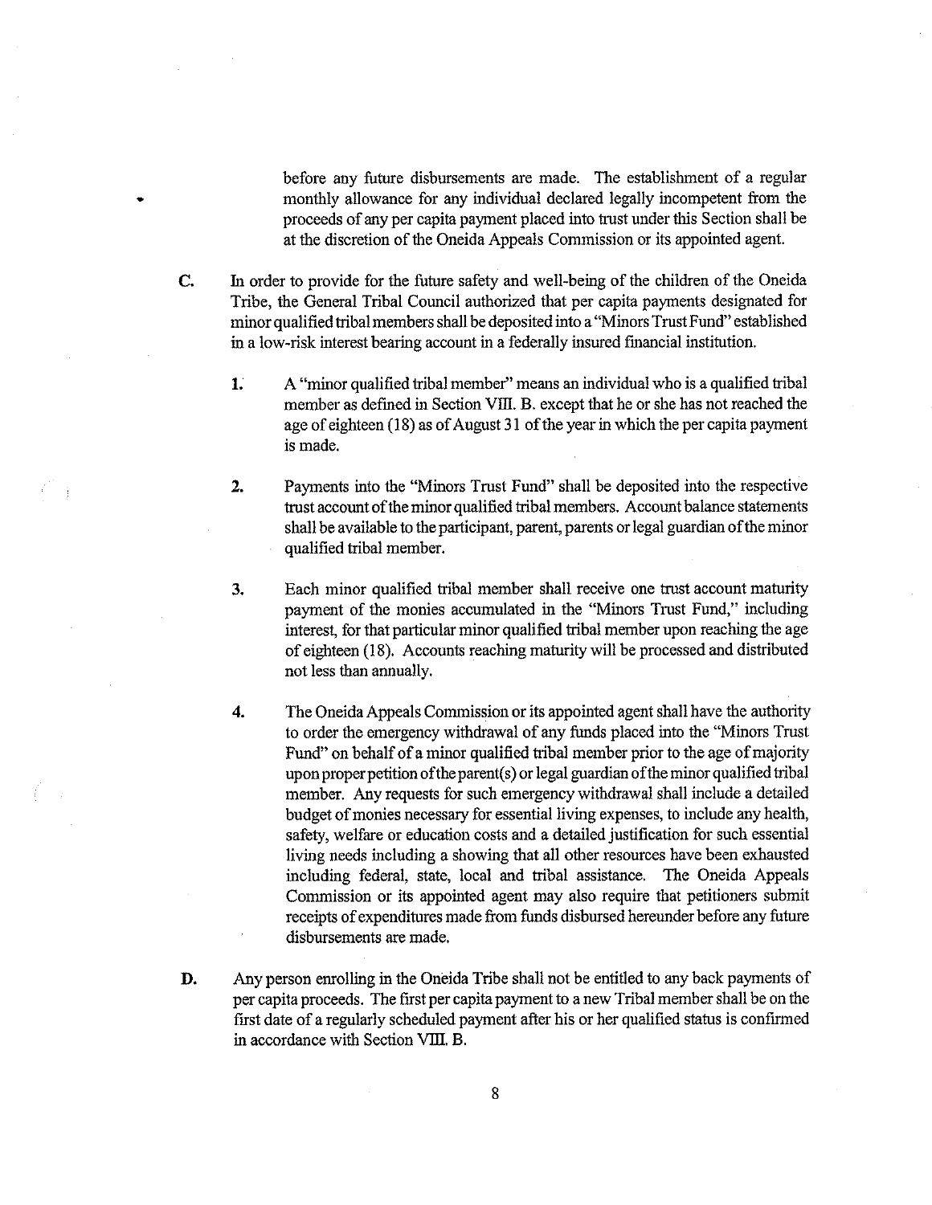before any future disbursements are made. The establishment of a regular monthly allowance for any individual declared legally incompetent from the proceeds of any per capita payment placed into trust under this Section shall be at the discretion of the Oneida Appeals Commission or its appointed agent.

**C.** In order to provide for the future safety and well-being of the children of the Oneida Tribe, the General Tribal Council authorized that per capita payments designated for minor qualified tribal members shall be deposited into a "Minors Trust Fund" established in a low-risk interest bearing account in a federally insured financial institution.

1. A "minor qualified tribal member" means an individual who is a qualified tribal member as defined in Section VIII. B. except that he or she has not reached the age of eighteen (18) as of August 31 of the year in which the per capita payment is made.

2. Payments into the "Minors Trust Fund" shall be deposited into the respective trust account of the minor qualified tribal members. Account balance statements shall be available to the participant, parent, parents or legal guardian of the minor qualified tribal member.

3. Each minor qualified tribal member shall receive one trust account maturity payment of the monies accumulated in the "Minors Trust Fund," including interest, for that particular minor qualified tribal member upon reaching the age of eighteen (18). Accounts reaching maturity will be processed and distributed not less than annually.

4. The Oneida Appeals Commission or its appointed agent shall have the authority to order the emergency withdrawal of any funds placed into the "Minors Trust Fund" on behalf of a minor qualified tribal member prior to the age of majority upon proper petition of the parent(s) or legal guardian of the minor qualified tribal member. Any requests for such emergency withdrawal shall include a detailed budget of monies necessary for essential living expenses, to include any health, safety, welfare or education costs and a detailed justification for such essential living needs including a showing that all other resources have been exhausted including federal, state, local and tribal assistance. The Oneida Appeals Commission or its appointed agent may also require that petitioners submit receipts of expenditures made from funds disbursed hereunder before any future disbursements are made.

**D.** Any person enrolling in the Oneida Tribe shall not be entitled to any back payments of per capita proceeds. The first per capita payment to a new Tribal member shall be on the first date of a regularly scheduled payment after his or her qualified status is confirmed in accordance with Section VIII. B.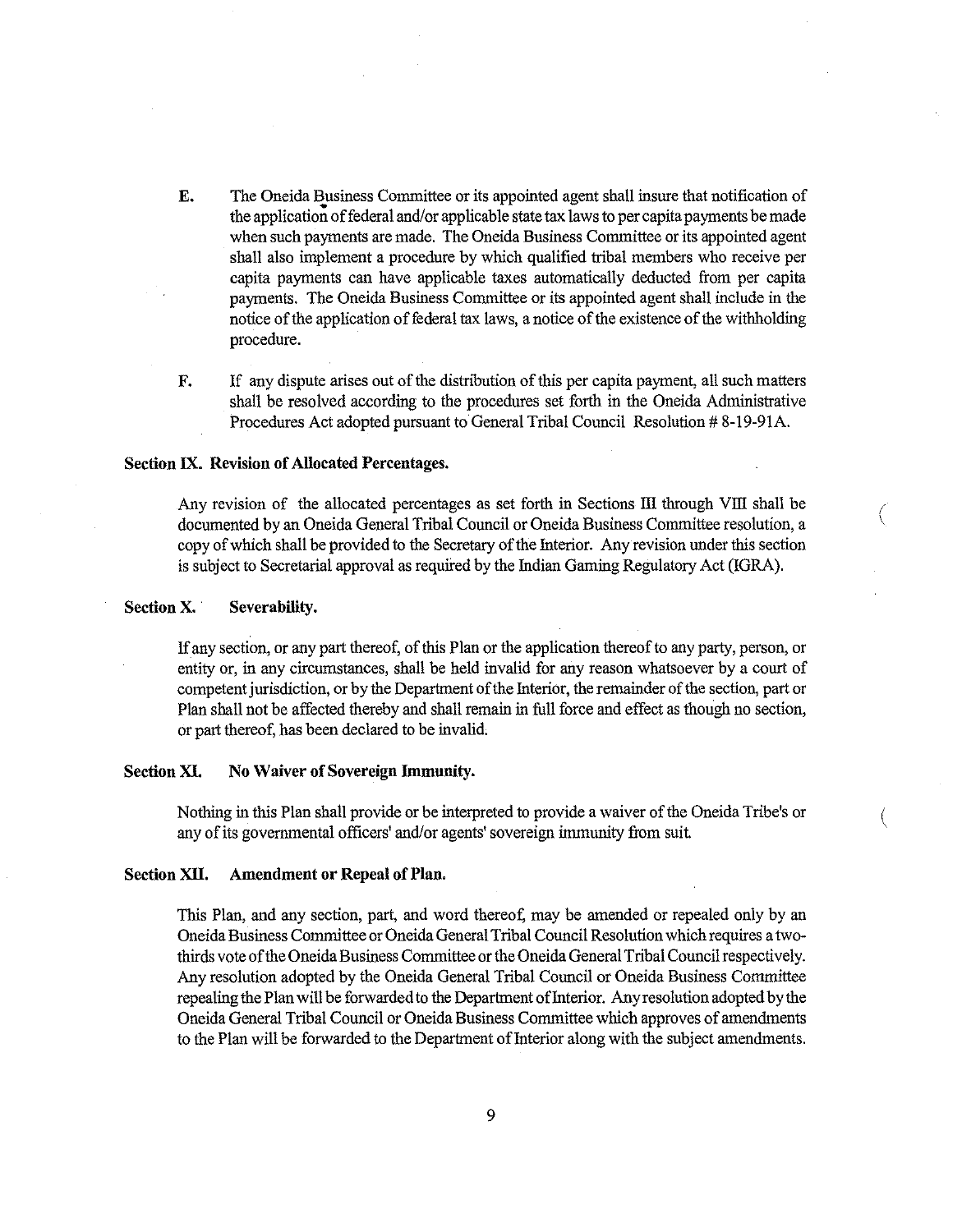**E.** The Oneida Business Committee or its appointed agent shall insure that notification of the application of federal and/or applicable state tax laws to per capita payments be made when such payments are made. The Oneida Business Committee or its appointed agent shall also implement a procedure by which qualified tribal members who receive per capita payments can have applicable taxes automatically deducted from per capita payments. The Oneida Business Committee or its appointed agent shall include in the notice of the application of federal tax laws, a notice of the existence of the withholding procedure.

**F.** If any dispute arises out of the distribution of this per capita payment, all such matters shall be resolved according to the procedures set forth in the Oneida Administrative Procedures Act adopted pursuant to General Tribal Council Resolution # 8-19-91A.

**Section IX. Revision of Allocated Percentages.**

Any revision of the allocated percentages as set forth in Sections III through VIII shall be documented by an Oneida General Tribal Council or Oneida Business Committee resolution, a copy of which shall be provided to the Secretary of the Interior. Any revision under this section is subject to Secretarial approval as required by the Indian Gaming Regulatory Act (IGRA).

**Section X. Severability.**

If any section, or any part thereof, of this Plan or the application thereof to any party, person, or entity or, in any circumstances, shall be held invalid for any reason whatsoever by a court of competent jurisdiction, or by the Department of the Interior, the remainder of the section, part or Plan shall not be affected thereby and shall remain in full force and effect as though no section, or part thereof, has been declared to be invalid.

**Section XI. No Waiver of Sovereign Immunity.**

Nothing in this Plan shall provide or be interpreted to provide a waiver of the Oneida Tribe's or any of its governmental officers' and/or agents' sovereign immunity from suit.

**Section XII. Amendment or Repeal of Plan.**

This Plan, and any section, part, and word thereof, may be amended or repealed only by an Oneida Business Committee or Oneida General Tribal Council Resolution which requires a two-thirds vote of the Oneida Business Committee or the Oneida General Tribal Council respectively. Any resolution adopted by the Oneida General Tribal Council or Oneida Business Committee repealing the Plan will be forwarded to the Department of Interior. Any resolution adopted by the Oneida General Tribal Council or Oneida Business Committee which approves of amendments to the Plan will be forwarded to the Department of Interior along with the subject amendments.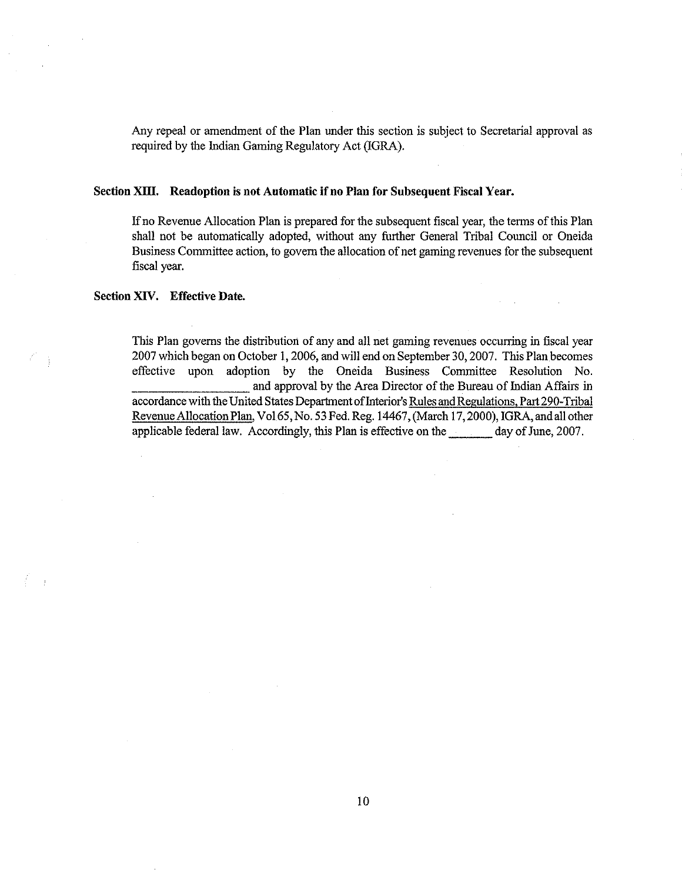Any repeal or amendment of the Plan under this section is subject to Secretarial approval as required by the Indian Gaming Regulatory Act (IGRA).

## Section XIII. Readoption is not Automatic if no Plan for Subsequent Fiscal Year.

If no Revenue Allocation Plan is prepared for the subsequent fiscal year, the terms of this Plan shall not be automatically adopted, without any further General Tribal Council or Oneida Business Committee action, to govern the allocation of net gaming revenues for the subsequent fiscal year.

## Section XIV. Effective Date.

This Plan governs the distribution of any and all net gaming revenues occurring in fiscal year 2007 which began on October 1, 2006, and will end on September 30, 2007. This Plan becomes effective upon adoption by the Oneida Business Committee Resolution No. ____________________ and approval by the Area Director of the Bureau of Indian Affairs in accordance with the United States Department of Interior's Rules and Regulations, Part 290-Tribal Revenue Allocation Plan, Vol 65, No. 53 Fed. Reg. 14467, (March 17, 2000), IGRA, and all other applicable federal law. Accordingly, this Plan is effective on the _______ day of June, 2007.